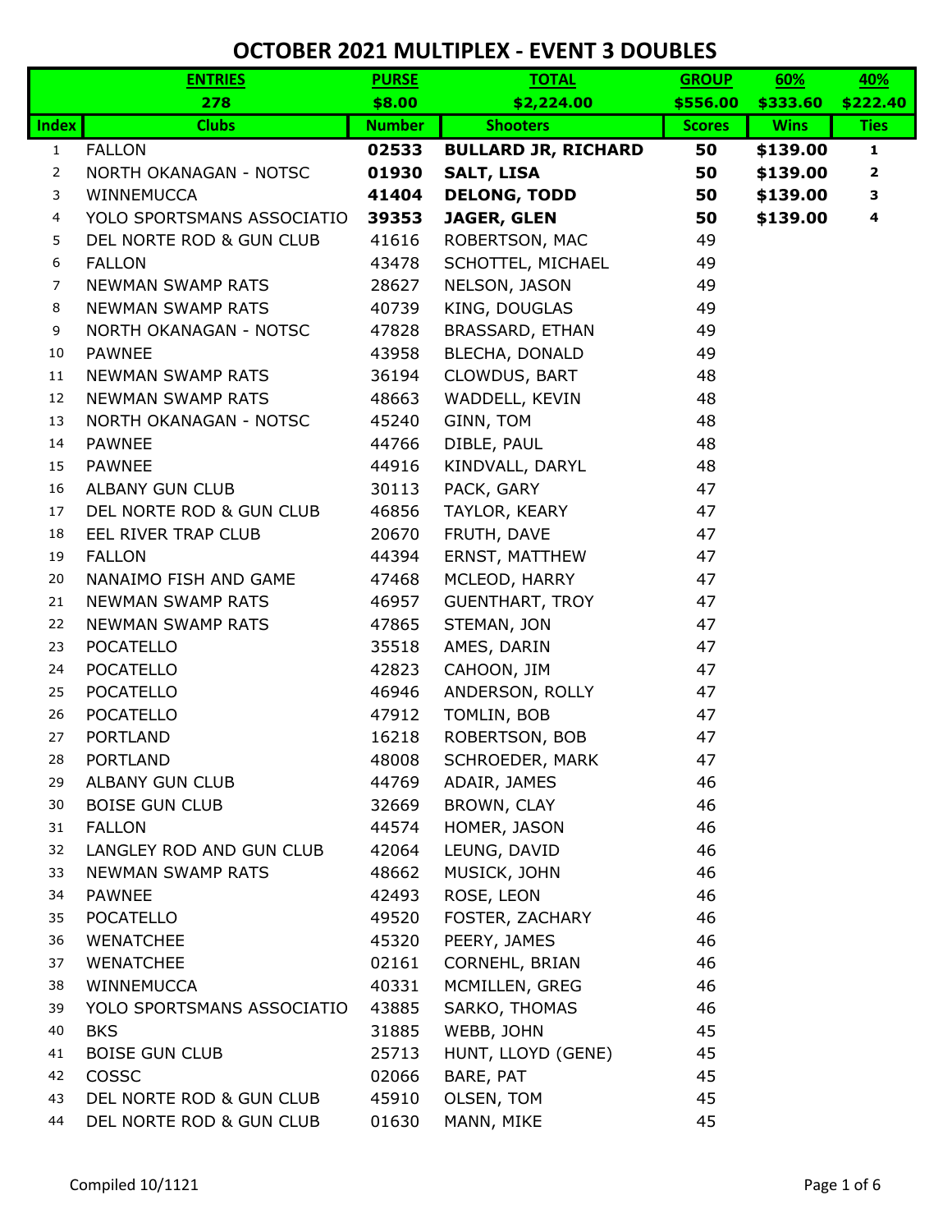# OCTOBER 2021 MULTIPLEX - EVENT 3 DOUBLES

| | ENTRIES | PURSE | TOTAL | GROUP | 60% | 40% |
|---|---|---|---|---|---|---|
| | 278 | $8.00 | $2,224.00 | $556.00 | $333.60 | $222.40 |
| **Index** | **Clubs** | **Number** | **Shooters** | **Scores** | **Wins** | **Ties** |
| 1 | FALLON | **02533** | **BULLARD JR, RICHARD** | **50** | **$139.00** | **1** |
| 2 | NORTH OKANAGAN - NOTSC | **01930** | **SALT, LISA** | **50** | **$139.00** | **2** |
| 3 | WINNEMUCCA | **41404** | **DELONG, TODD** | **50** | **$139.00** | **3** |
| 4 | YOLO SPORTSMANS ASSOCIATIO | **39353** | **JAGER, GLEN** | **50** | **$139.00** | **4** |
| 5 | DEL NORTE ROD & GUN CLUB | 41616 | ROBERTSON, MAC | 49 | | |
| 6 | FALLON | 43478 | SCHOTTEL, MICHAEL | 49 | | |
| 7 | NEWMAN SWAMP RATS | 28627 | NELSON, JASON | 49 | | |
| 8 | NEWMAN SWAMP RATS | 40739 | KING, DOUGLAS | 49 | | |
| 9 | NORTH OKANAGAN - NOTSC | 47828 | BRASSARD, ETHAN | 49 | | |
| 10 | PAWNEE | 43958 | BLECHA, DONALD | 49 | | |
| 11 | NEWMAN SWAMP RATS | 36194 | CLOWDUS, BART | 48 | | |
| 12 | NEWMAN SWAMP RATS | 48663 | WADDELL, KEVIN | 48 | | |
| 13 | NORTH OKANAGAN - NOTSC | 45240 | GINN, TOM | 48 | | |
| 14 | PAWNEE | 44766 | DIBLE, PAUL | 48 | | |
| 15 | PAWNEE | 44916 | KINDVALL, DARYL | 48 | | |
| 16 | ALBANY GUN CLUB | 30113 | PACK, GARY | 47 | | |
| 17 | DEL NORTE ROD & GUN CLUB | 46856 | TAYLOR, KEARY | 47 | | |
| 18 | EEL RIVER TRAP CLUB | 20670 | FRUTH, DAVE | 47 | | |
| 19 | FALLON | 44394 | ERNST, MATTHEW | 47 | | |
| 20 | NANAIMO FISH AND GAME | 47468 | MCLEOD, HARRY | 47 | | |
| 21 | NEWMAN SWAMP RATS | 46957 | GUENTHART, TROY | 47 | | |
| 22 | NEWMAN SWAMP RATS | 47865 | STEMAN, JON | 47 | | |
| 23 | POCATELLO | 35518 | AMES, DARIN | 47 | | |
| 24 | POCATELLO | 42823 | CAHOON, JIM | 47 | | |
| 25 | POCATELLO | 46946 | ANDERSON, ROLLY | 47 | | |
| 26 | POCATELLO | 47912 | TOMLIN, BOB | 47 | | |
| 27 | PORTLAND | 16218 | ROBERTSON, BOB | 47 | | |
| 28 | PORTLAND | 48008 | SCHROEDER, MARK | 47 | | |
| 29 | ALBANY GUN CLUB | 44769 | ADAIR, JAMES | 46 | | |
| 30 | BOISE GUN CLUB | 32669 | BROWN, CLAY | 46 | | |
| 31 | FALLON | 44574 | HOMER, JASON | 46 | | |
| 32 | LANGLEY ROD AND GUN CLUB | 42064 | LEUNG, DAVID | 46 | | |
| 33 | NEWMAN SWAMP RATS | 48662 | MUSICK, JOHN | 46 | | |
| 34 | PAWNEE | 42493 | ROSE, LEON | 46 | | |
| 35 | POCATELLO | 49520 | FOSTER, ZACHARY | 46 | | |
| 36 | WENATCHEE | 45320 | PEERY, JAMES | 46 | | |
| 37 | WENATCHEE | 02161 | CORNEHL, BRIAN | 46 | | |
| 38 | WINNEMUCCA | 40331 | MCMILLEN, GREG | 46 | | |
| 39 | YOLO SPORTSMANS ASSOCIATIO | 43885 | SARKO, THOMAS | 46 | | |
| 40 | BKS | 31885 | WEBB, JOHN | 45 | | |
| 41 | BOISE GUN CLUB | 25713 | HUNT, LLOYD (GENE) | 45 | | |
| 42 | COSSC | 02066 | BARE, PAT | 45 | | |
| 43 | DEL NORTE ROD & GUN CLUB | 45910 | OLSEN, TOM | 45 | | |
| 44 | DEL NORTE ROD & GUN CLUB | 01630 | MANN, MIKE | 45 | | |

Compiled 10/1121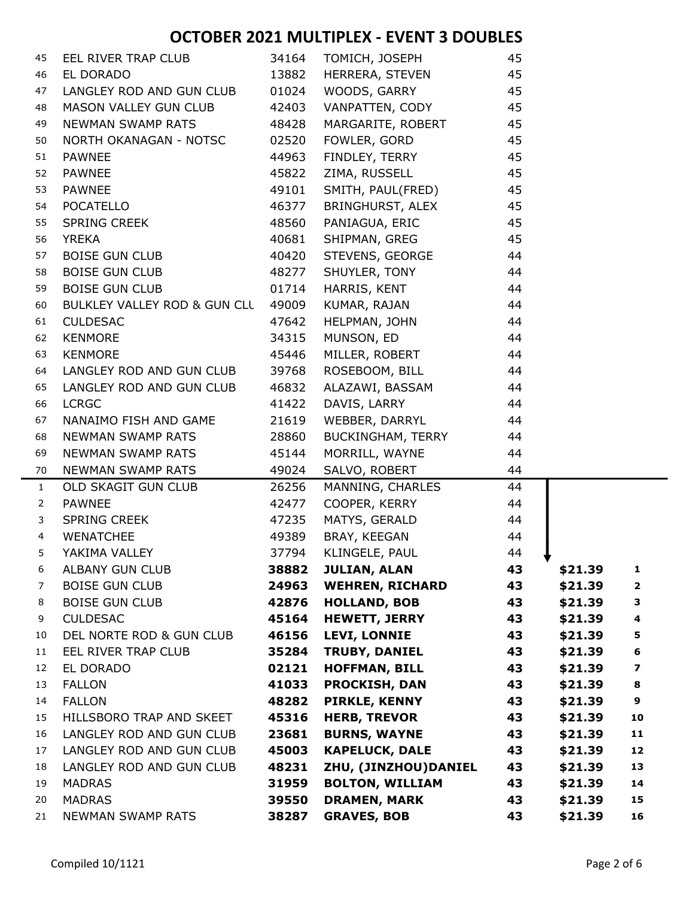# OCTOBER 2021 MULTIPLEX - EVENT 3 DOUBLES

| # | Club | ID | Name | Score | Amount | Rank |
|---|---|---|---|---|---|---|
| 45 | EEL RIVER TRAP CLUB | 34164 | TOMICH, JOSEPH | 45 | | |
| 46 | EL DORADO | 13882 | HERRERA, STEVEN | 45 | | |
| 47 | LANGLEY ROD AND GUN CLUB | 01024 | WOODS, GARRY | 45 | | |
| 48 | MASON VALLEY GUN CLUB | 42403 | VANPATTEN, CODY | 45 | | |
| 49 | NEWMAN SWAMP RATS | 48428 | MARGARITE, ROBERT | 45 | | |
| 50 | NORTH OKANAGAN - NOTSC | 02520 | FOWLER, GORD | 45 | | |
| 51 | PAWNEE | 44963 | FINDLEY, TERRY | 45 | | |
| 52 | PAWNEE | 45822 | ZIMA, RUSSELL | 45 | | |
| 53 | PAWNEE | 49101 | SMITH, PAUL(FRED) | 45 | | |
| 54 | POCATELLO | 46377 | BRINGHURST, ALEX | 45 | | |
| 55 | SPRING CREEK | 48560 | PANIAGUA, ERIC | 45 | | |
| 56 | YREKA | 40681 | SHIPMAN, GREG | 45 | | |
| 57 | BOISE GUN CLUB | 40420 | STEVENS, GEORGE | 44 | | |
| 58 | BOISE GUN CLUB | 48277 | SHUYLER, TONY | 44 | | |
| 59 | BOISE GUN CLUB | 01714 | HARRIS, KENT | 44 | | |
| 60 | BULKLEY VALLEY ROD & GUN CLU | 49009 | KUMAR, RAJAN | 44 | | |
| 61 | CULDESAC | 47642 | HELPMAN, JOHN | 44 | | |
| 62 | KENMORE | 34315 | MUNSON, ED | 44 | | |
| 63 | KENMORE | 45446 | MILLER, ROBERT | 44 | | |
| 64 | LANGLEY ROD AND GUN CLUB | 39768 | ROSEBOOM, BILL | 44 | | |
| 65 | LANGLEY ROD AND GUN CLUB | 46832 | ALAZAWI, BASSAM | 44 | | |
| 66 | LCRGC | 41422 | DAVIS, LARRY | 44 | | |
| 67 | NANAIMO FISH AND GAME | 21619 | WEBBER, DARRYL | 44 | | |
| 68 | NEWMAN SWAMP RATS | 28860 | BUCKINGHAM, TERRY | 44 | | |
| 69 | NEWMAN SWAMP RATS | 45144 | MORRILL, WAYNE | 44 | | |
| 70 | NEWMAN SWAMP RATS | 49024 | SALVO, ROBERT | 44 | | |
| 1 | OLD SKAGIT GUN CLUB | 26256 | MANNING, CHARLES | 44 | | |
| 2 | PAWNEE | 42477 | COOPER, KERRY | 44 | | |
| 3 | SPRING CREEK | 47235 | MATYS, GERALD | 44 | | |
| 4 | WENATCHEE | 49389 | BRAY, KEEGAN | 44 | | |
| 5 | YAKIMA VALLEY | 37794 | KLINGELE, PAUL | 44 | | |
| 6 | ALBANY GUN CLUB | **38882** | **JULIAN, ALAN** | **43** | **$21.39** | **1** |
| 7 | BOISE GUN CLUB | **24963** | **WEHREN, RICHARD** | **43** | **$21.39** | **2** |
| 8 | BOISE GUN CLUB | **42876** | **HOLLAND, BOB** | **43** | **$21.39** | **3** |
| 9 | CULDESAC | **45164** | **HEWETT, JERRY** | **43** | **$21.39** | **4** |
| 10 | DEL NORTE ROD & GUN CLUB | **46156** | **LEVI, LONNIE** | **43** | **$21.39** | **5** |
| 11 | EEL RIVER TRAP CLUB | **35284** | **TRUBY, DANIEL** | **43** | **$21.39** | **6** |
| 12 | EL DORADO | **02121** | **HOFFMAN, BILL** | **43** | **$21.39** | **7** |
| 13 | FALLON | **41033** | **PROCKISH, DAN** | **43** | **$21.39** | **8** |
| 14 | FALLON | **48282** | **PIRKLE, KENNY** | **43** | **$21.39** | **9** |
| 15 | HILLSBORO TRAP AND SKEET | **45316** | **HERB, TREVOR** | **43** | **$21.39** | **10** |
| 16 | LANGLEY ROD AND GUN CLUB | **23681** | **BURNS, WAYNE** | **43** | **$21.39** | **11** |
| 17 | LANGLEY ROD AND GUN CLUB | **45003** | **KAPELUCK, DALE** | **43** | **$21.39** | **12** |
| 18 | LANGLEY ROD AND GUN CLUB | **48231** | **ZHU, (JINZHOU)DANIEL** | **43** | **$21.39** | **13** |
| 19 | MADRAS | **31959** | **BOLTON, WILLIAM** | **43** | **$21.39** | **14** |
| 20 | MADRAS | **39550** | **DRAMEN, MARK** | **43** | **$21.39** | **15** |
| 21 | NEWMAN SWAMP RATS | **38287** | **GRAVES, BOB** | **43** | **$21.39** | **16** |

Compiled 10/1121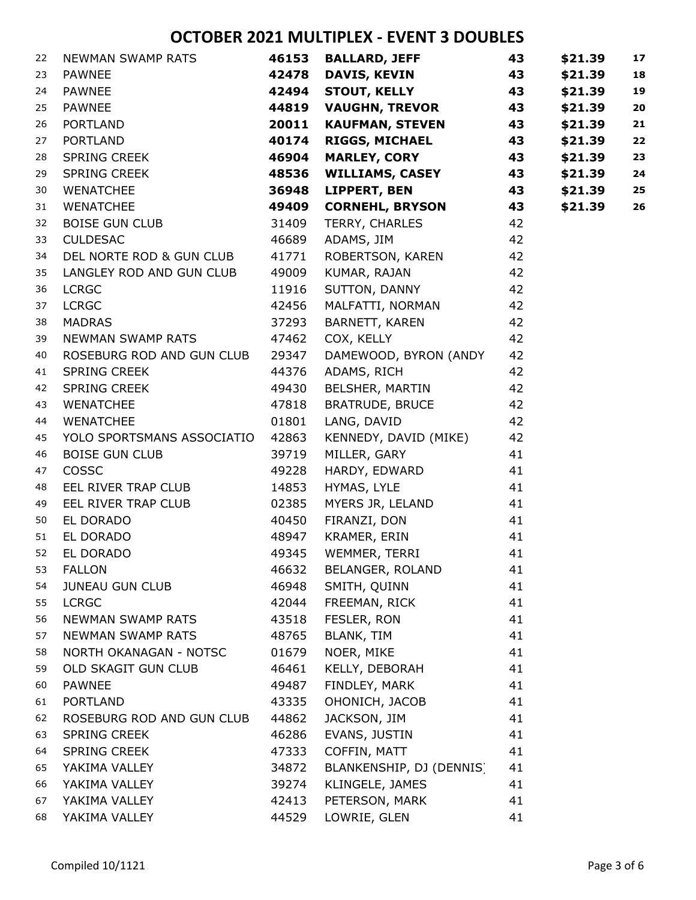# OCTOBER 2021 MULTIPLEX - EVENT 3 DOUBLES

| | | | | | | |
|---|---|---|---|---|---|---|
| 22 | NEWMAN SWAMP RATS | **46153** | **BALLARD, JEFF** | **43** | **$21.39** | **17** |
| 23 | PAWNEE | **42478** | **DAVIS, KEVIN** | **43** | **$21.39** | **18** |
| 24 | PAWNEE | **42494** | **STOUT, KELLY** | **43** | **$21.39** | **19** |
| 25 | PAWNEE | **44819** | **VAUGHN, TREVOR** | **43** | **$21.39** | **20** |
| 26 | PORTLAND | **20011** | **KAUFMAN, STEVEN** | **43** | **$21.39** | **21** |
| 27 | PORTLAND | **40174** | **RIGGS, MICHAEL** | **43** | **$21.39** | **22** |
| 28 | SPRING CREEK | **46904** | **MARLEY, CORY** | **43** | **$21.39** | **23** |
| 29 | SPRING CREEK | **48536** | **WILLIAMS, CASEY** | **43** | **$21.39** | **24** |
| 30 | WENATCHEE | **36948** | **LIPPERT, BEN** | **43** | **$21.39** | **25** |
| 31 | WENATCHEE | **49409** | **CORNEHL, BRYSON** | **43** | **$21.39** | **26** |
| 32 | BOISE GUN CLUB | 31409 | TERRY, CHARLES | 42 | | |
| 33 | CULDESAC | 46689 | ADAMS, JIM | 42 | | |
| 34 | DEL NORTE ROD & GUN CLUB | 41771 | ROBERTSON, KAREN | 42 | | |
| 35 | LANGLEY ROD AND GUN CLUB | 49009 | KUMAR, RAJAN | 42 | | |
| 36 | LCRGC | 11916 | SUTTON, DANNY | 42 | | |
| 37 | LCRGC | 42456 | MALFATTI, NORMAN | 42 | | |
| 38 | MADRAS | 37293 | BARNETT, KAREN | 42 | | |
| 39 | NEWMAN SWAMP RATS | 47462 | COX, KELLY | 42 | | |
| 40 | ROSEBURG ROD AND GUN CLUB | 29347 | DAMEWOOD, BYRON (ANDY | 42 | | |
| 41 | SPRING CREEK | 44376 | ADAMS, RICH | 42 | | |
| 42 | SPRING CREEK | 49430 | BELSHER, MARTIN | 42 | | |
| 43 | WENATCHEE | 47818 | BRATRUDE, BRUCE | 42 | | |
| 44 | WENATCHEE | 01801 | LANG, DAVID | 42 | | |
| 45 | YOLO SPORTSMANS ASSOCIATIO | 42863 | KENNEDY, DAVID (MIKE) | 42 | | |
| 46 | BOISE GUN CLUB | 39719 | MILLER, GARY | 41 | | |
| 47 | COSSC | 49228 | HARDY, EDWARD | 41 | | |
| 48 | EEL RIVER TRAP CLUB | 14853 | HYMAS, LYLE | 41 | | |
| 49 | EEL RIVER TRAP CLUB | 02385 | MYERS JR, LELAND | 41 | | |
| 50 | EL DORADO | 40450 | FIRANZI, DON | 41 | | |
| 51 | EL DORADO | 48947 | KRAMER, ERIN | 41 | | |
| 52 | EL DORADO | 49345 | WEMMER, TERRI | 41 | | |
| 53 | FALLON | 46632 | BELANGER, ROLAND | 41 | | |
| 54 | JUNEAU GUN CLUB | 46948 | SMITH, QUINN | 41 | | |
| 55 | LCRGC | 42044 | FREEMAN, RICK | 41 | | |
| 56 | NEWMAN SWAMP RATS | 43518 | FESLER, RON | 41 | | |
| 57 | NEWMAN SWAMP RATS | 48765 | BLANK, TIM | 41 | | |
| 58 | NORTH OKANAGAN - NOTSC | 01679 | NOER, MIKE | 41 | | |
| 59 | OLD SKAGIT GUN CLUB | 46461 | KELLY, DEBORAH | 41 | | |
| 60 | PAWNEE | 49487 | FINDLEY, MARK | 41 | | |
| 61 | PORTLAND | 43335 | OHONICH, JACOB | 41 | | |
| 62 | ROSEBURG ROD AND GUN CLUB | 44862 | JACKSON, JIM | 41 | | |
| 63 | SPRING CREEK | 46286 | EVANS, JUSTIN | 41 | | |
| 64 | SPRING CREEK | 47333 | COFFIN, MATT | 41 | | |
| 65 | YAKIMA VALLEY | 34872 | BLANKENSHIP, DJ (DENNIS) | 41 | | |
| 66 | YAKIMA VALLEY | 39274 | KLINGELE, JAMES | 41 | | |
| 67 | YAKIMA VALLEY | 42413 | PETERSON, MARK | 41 | | |
| 68 | YAKIMA VALLEY | 44529 | LOWRIE, GLEN | 41 | | |

Compiled 10/1121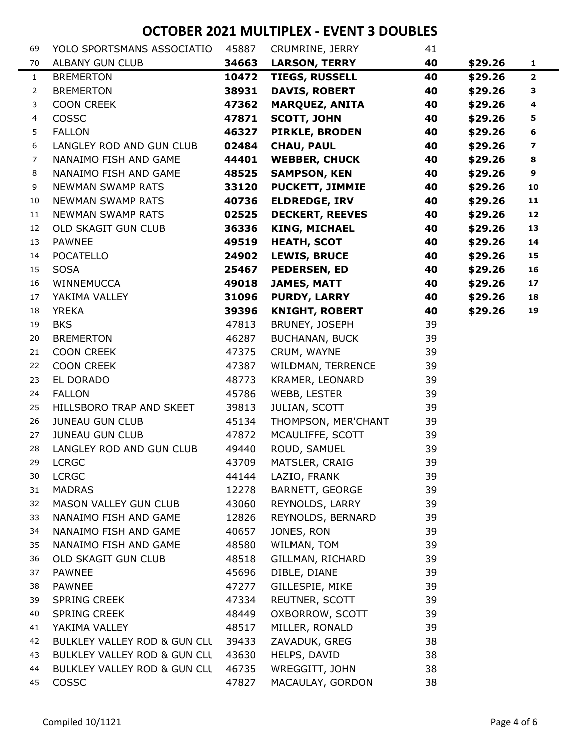# OCTOBER 2021 MULTIPLEX - EVENT 3 DOUBLES

| # | Club | ID | Name | Score | Payout | Place |
|---|---|---|---|---|---|---|
| 69 | YOLO SPORTSMANS ASSOCIATIO | 45887 | CRUMRINE, JERRY | 41 | | |
| 70 | ALBANY GUN CLUB | **34663** | **LARSON, TERRY** | **40** | **$29.26** | **1** |
| 1 | BREMERTON | **10472** | **TIEGS, RUSSELL** | **40** | **$29.26** | **2** |
| 2 | BREMERTON | **38931** | **DAVIS, ROBERT** | **40** | **$29.26** | **3** |
| 3 | COON CREEK | **47362** | **MARQUEZ, ANITA** | **40** | **$29.26** | **4** |
| 4 | COSSC | **47871** | **SCOTT, JOHN** | **40** | **$29.26** | **5** |
| 5 | FALLON | **46327** | **PIRKLE, BRODEN** | **40** | **$29.26** | **6** |
| 6 | LANGLEY ROD AND GUN CLUB | **02484** | **CHAU, PAUL** | **40** | **$29.26** | **7** |
| 7 | NANAIMO FISH AND GAME | **44401** | **WEBBER, CHUCK** | **40** | **$29.26** | **8** |
| 8 | NANAIMO FISH AND GAME | **48525** | **SAMPSON, KEN** | **40** | **$29.26** | **9** |
| 9 | NEWMAN SWAMP RATS | **33120** | **PUCKETT, JIMMIE** | **40** | **$29.26** | **10** |
| 10 | NEWMAN SWAMP RATS | **40736** | **ELDREDGE, IRV** | **40** | **$29.26** | **11** |
| 11 | NEWMAN SWAMP RATS | **02525** | **DECKERT, REEVES** | **40** | **$29.26** | **12** |
| 12 | OLD SKAGIT GUN CLUB | **36336** | **KING, MICHAEL** | **40** | **$29.26** | **13** |
| 13 | PAWNEE | **49519** | **HEATH, SCOT** | **40** | **$29.26** | **14** |
| 14 | POCATELLO | **24902** | **LEWIS, BRUCE** | **40** | **$29.26** | **15** |
| 15 | SOSA | **25467** | **PEDERSEN, ED** | **40** | **$29.26** | **16** |
| 16 | WINNEMUCCA | **49018** | **JAMES, MATT** | **40** | **$29.26** | **17** |
| 17 | YAKIMA VALLEY | **31096** | **PURDY, LARRY** | **40** | **$29.26** | **18** |
| 18 | YREKA | **39396** | **KNIGHT, ROBERT** | **40** | **$29.26** | **19** |
| 19 | BKS | 47813 | BRUNEY, JOSEPH | 39 | | |
| 20 | BREMERTON | 46287 | BUCHANAN, BUCK | 39 | | |
| 21 | COON CREEK | 47375 | CRUM, WAYNE | 39 | | |
| 22 | COON CREEK | 47387 | WILDMAN, TERRENCE | 39 | | |
| 23 | EL DORADO | 48773 | KRAMER, LEONARD | 39 | | |
| 24 | FALLON | 45786 | WEBB, LESTER | 39 | | |
| 25 | HILLSBORO TRAP AND SKEET | 39813 | JULIAN, SCOTT | 39 | | |
| 26 | JUNEAU GUN CLUB | 45134 | THOMPSON, MER'CHANT | 39 | | |
| 27 | JUNEAU GUN CLUB | 47872 | MCAULIFFE, SCOTT | 39 | | |
| 28 | LANGLEY ROD AND GUN CLUB | 49440 | ROUD, SAMUEL | 39 | | |
| 29 | LCRGC | 43709 | MATSLER, CRAIG | 39 | | |
| 30 | LCRGC | 44144 | LAZIO, FRANK | 39 | | |
| 31 | MADRAS | 12278 | BARNETT, GEORGE | 39 | | |
| 32 | MASON VALLEY GUN CLUB | 43060 | REYNOLDS, LARRY | 39 | | |
| 33 | NANAIMO FISH AND GAME | 12826 | REYNOLDS, BERNARD | 39 | | |
| 34 | NANAIMO FISH AND GAME | 40657 | JONES, RON | 39 | | |
| 35 | NANAIMO FISH AND GAME | 48580 | WILMAN, TOM | 39 | | |
| 36 | OLD SKAGIT GUN CLUB | 48518 | GILLMAN, RICHARD | 39 | | |
| 37 | PAWNEE | 45696 | DIBLE, DIANE | 39 | | |
| 38 | PAWNEE | 47277 | GILLESPIE, MIKE | 39 | | |
| 39 | SPRING CREEK | 47334 | REUTNER, SCOTT | 39 | | |
| 40 | SPRING CREEK | 48449 | OXBORROW, SCOTT | 39 | | |
| 41 | YAKIMA VALLEY | 48517 | MILLER, RONALD | 39 | | |
| 42 | BULKLEY VALLEY ROD & GUN CLU | 39433 | ZAVADUK, GREG | 38 | | |
| 43 | BULKLEY VALLEY ROD & GUN CLU | 43630 | HELPS, DAVID | 38 | | |
| 44 | BULKLEY VALLEY ROD & GUN CLU | 46735 | WREGGITT, JOHN | 38 | | |
| 45 | COSSC | 47827 | MACAULAY, GORDON | 38 | | |

Compiled 10/1121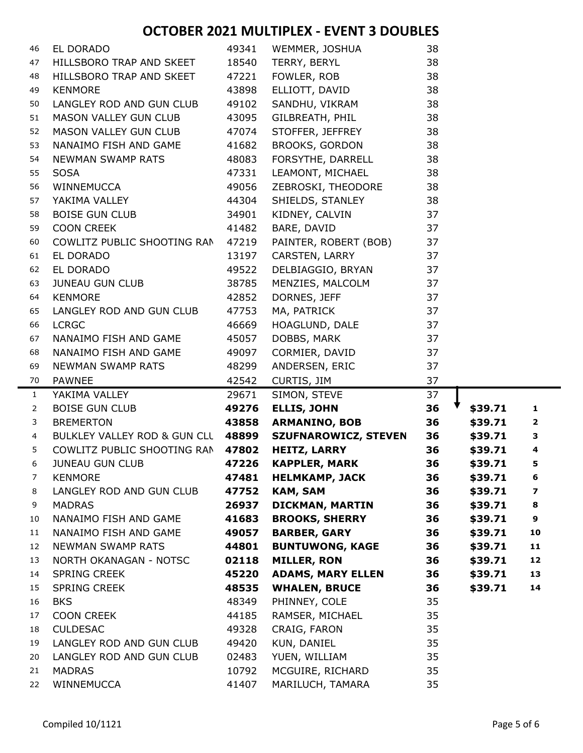# OCTOBER 2021 MULTIPLEX - EVENT 3 DOUBLES

| # | Club | ID | Name | Score | Payout | Place |
|---|---|---|---|---|---|---|
| 46 | EL DORADO | 49341 | WEMMER, JOSHUA | 38 | | |
| 47 | HILLSBORO TRAP AND SKEET | 18540 | TERRY, BERYL | 38 | | |
| 48 | HILLSBORO TRAP AND SKEET | 47221 | FOWLER, ROB | 38 | | |
| 49 | KENMORE | 43898 | ELLIOTT, DAVID | 38 | | |
| 50 | LANGLEY ROD AND GUN CLUB | 49102 | SANDHU, VIKRAM | 38 | | |
| 51 | MASON VALLEY GUN CLUB | 43095 | GILBREATH, PHIL | 38 | | |
| 52 | MASON VALLEY GUN CLUB | 47074 | STOFFER, JEFFREY | 38 | | |
| 53 | NANAIMO FISH AND GAME | 41682 | BROOKS, GORDON | 38 | | |
| 54 | NEWMAN SWAMP RATS | 48083 | FORSYTHE, DARRELL | 38 | | |
| 55 | SOSA | 47331 | LEAMONT, MICHAEL | 38 | | |
| 56 | WINNEMUCCA | 49056 | ZEBROSKI, THEODORE | 38 | | |
| 57 | YAKIMA VALLEY | 44304 | SHIELDS, STANLEY | 38 | | |
| 58 | BOISE GUN CLUB | 34901 | KIDNEY, CALVIN | 37 | | |
| 59 | COON CREEK | 41482 | BARE, DAVID | 37 | | |
| 60 | COWLITZ PUBLIC SHOOTING RAN | 47219 | PAINTER, ROBERT (BOB) | 37 | | |
| 61 | EL DORADO | 13197 | CARSTEN, LARRY | 37 | | |
| 62 | EL DORADO | 49522 | DELBIAGGIO, BRYAN | 37 | | |
| 63 | JUNEAU GUN CLUB | 38785 | MENZIES, MALCOLM | 37 | | |
| 64 | KENMORE | 42852 | DORNES, JEFF | 37 | | |
| 65 | LANGLEY ROD AND GUN CLUB | 47753 | MA, PATRICK | 37 | | |
| 66 | LCRGC | 46669 | HOAGLUND, DALE | 37 | | |
| 67 | NANAIMO FISH AND GAME | 45057 | DOBBS, MARK | 37 | | |
| 68 | NANAIMO FISH AND GAME | 49097 | CORMIER, DAVID | 37 | | |
| 69 | NEWMAN SWAMP RATS | 48299 | ANDERSEN, ERIC | 37 | | |
| 70 | PAWNEE | 42542 | CURTIS, JIM | 37 | | |
| 1 | YAKIMA VALLEY | 29671 | SIMON, STEVE | 37 | | |
| 2 | BOISE GUN CLUB | **49276** | **ELLIS, JOHN** | **36** | **$39.71** | **1** |
| 3 | BREMERTON | **43858** | **ARMANINO, BOB** | **36** | **$39.71** | **2** |
| 4 | BULKLEY VALLEY ROD & GUN CLU | **48899** | **SZUFNAROWICZ, STEVEN** | **36** | **$39.71** | **3** |
| 5 | COWLITZ PUBLIC SHOOTING RAN | **47802** | **HEITZ, LARRY** | **36** | **$39.71** | **4** |
| 6 | JUNEAU GUN CLUB | **47226** | **KAPPLER, MARK** | **36** | **$39.71** | **5** |
| 7 | KENMORE | **47481** | **HELMKAMP, JACK** | **36** | **$39.71** | **6** |
| 8 | LANGLEY ROD AND GUN CLUB | **47752** | **KAM, SAM** | **36** | **$39.71** | **7** |
| 9 | MADRAS | **26937** | **DICKMAN, MARTIN** | **36** | **$39.71** | **8** |
| 10 | NANAIMO FISH AND GAME | **41683** | **BROOKS, SHERRY** | **36** | **$39.71** | **9** |
| 11 | NANAIMO FISH AND GAME | **49057** | **BARBER, GARY** | **36** | **$39.71** | **10** |
| 12 | NEWMAN SWAMP RATS | **44801** | **BUNTUWONG, KAGE** | **36** | **$39.71** | **11** |
| 13 | NORTH OKANAGAN - NOTSC | **02118** | **MILLER, RON** | **36** | **$39.71** | **12** |
| 14 | SPRING CREEK | **45220** | **ADAMS, MARY ELLEN** | **36** | **$39.71** | **13** |
| 15 | SPRING CREEK | **48535** | **WHALEN, BRUCE** | **36** | **$39.71** | **14** |
| 16 | BKS | 48349 | PHINNEY, COLE | 35 | | |
| 17 | COON CREEK | 44185 | RAMSER, MICHAEL | 35 | | |
| 18 | CULDESAC | 49328 | CRAIG, FARON | 35 | | |
| 19 | LANGLEY ROD AND GUN CLUB | 49420 | KUN, DANIEL | 35 | | |
| 20 | LANGLEY ROD AND GUN CLUB | 02483 | YUEN, WILLIAM | 35 | | |
| 21 | MADRAS | 10792 | MCGUIRE, RICHARD | 35 | | |
| 22 | WINNEMUCCA | 41407 | MARILUCH, TAMARA | 35 | | |

Compiled 10/1121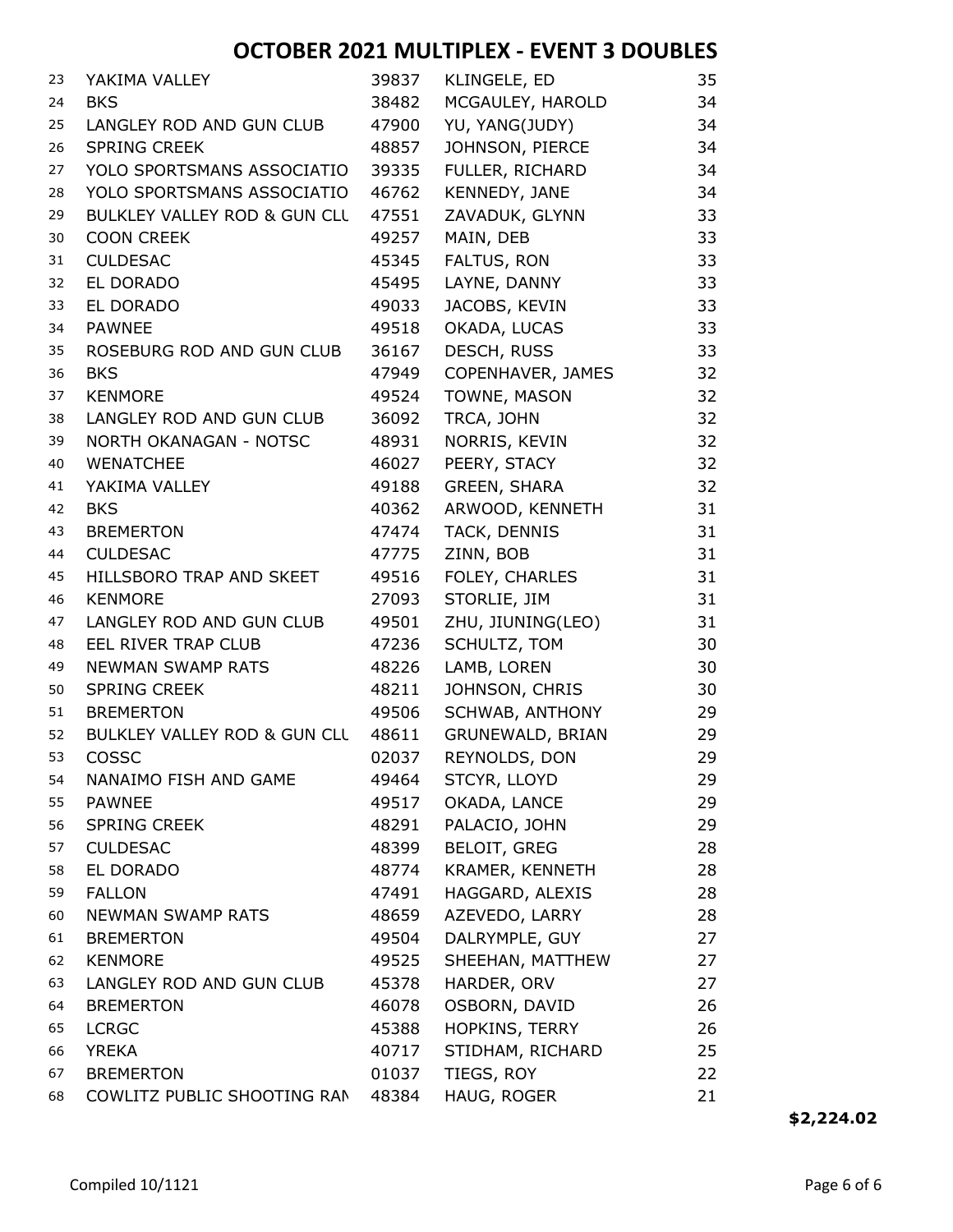# OCTOBER 2021 MULTIPLEX - EVENT 3 DOUBLES

| | | | | |
|---|---|---|---|---|
| 23 | YAKIMA VALLEY | 39837 | KLINGELE, ED | 35 |
| 24 | BKS | 38482 | MCGAULEY, HAROLD | 34 |
| 25 | LANGLEY ROD AND GUN CLUB | 47900 | YU, YANG(JUDY) | 34 |
| 26 | SPRING CREEK | 48857 | JOHNSON, PIERCE | 34 |
| 27 | YOLO SPORTSMANS ASSOCIATIO | 39335 | FULLER, RICHARD | 34 |
| 28 | YOLO SPORTSMANS ASSOCIATIO | 46762 | KENNEDY, JANE | 34 |
| 29 | BULKLEY VALLEY ROD & GUN CLU | 47551 | ZAVADUK, GLYNN | 33 |
| 30 | COON CREEK | 49257 | MAIN, DEB | 33 |
| 31 | CULDESAC | 45345 | FALTUS, RON | 33 |
| 32 | EL DORADO | 45495 | LAYNE, DANNY | 33 |
| 33 | EL DORADO | 49033 | JACOBS, KEVIN | 33 |
| 34 | PAWNEE | 49518 | OKADA, LUCAS | 33 |
| 35 | ROSEBURG ROD AND GUN CLUB | 36167 | DESCH, RUSS | 33 |
| 36 | BKS | 47949 | COPENHAVER, JAMES | 32 |
| 37 | KENMORE | 49524 | TOWNE, MASON | 32 |
| 38 | LANGLEY ROD AND GUN CLUB | 36092 | TRCA, JOHN | 32 |
| 39 | NORTH OKANAGAN - NOTSC | 48931 | NORRIS, KEVIN | 32 |
| 40 | WENATCHEE | 46027 | PEERY, STACY | 32 |
| 41 | YAKIMA VALLEY | 49188 | GREEN, SHARA | 32 |
| 42 | BKS | 40362 | ARWOOD, KENNETH | 31 |
| 43 | BREMERTON | 47474 | TACK, DENNIS | 31 |
| 44 | CULDESAC | 47775 | ZINN, BOB | 31 |
| 45 | HILLSBORO TRAP AND SKEET | 49516 | FOLEY, CHARLES | 31 |
| 46 | KENMORE | 27093 | STORLIE, JIM | 31 |
| 47 | LANGLEY ROD AND GUN CLUB | 49501 | ZHU, JIUNING(LEO) | 31 |
| 48 | EEL RIVER TRAP CLUB | 47236 | SCHULTZ, TOM | 30 |
| 49 | NEWMAN SWAMP RATS | 48226 | LAMB, LOREN | 30 |
| 50 | SPRING CREEK | 48211 | JOHNSON, CHRIS | 30 |
| 51 | BREMERTON | 49506 | SCHWAB, ANTHONY | 29 |
| 52 | BULKLEY VALLEY ROD & GUN CLU | 48611 | GRUNEWALD, BRIAN | 29 |
| 53 | COSSC | 02037 | REYNOLDS, DON | 29 |
| 54 | NANAIMO FISH AND GAME | 49464 | STCYR, LLOYD | 29 |
| 55 | PAWNEE | 49517 | OKADA, LANCE | 29 |
| 56 | SPRING CREEK | 48291 | PALACIO, JOHN | 29 |
| 57 | CULDESAC | 48399 | BELOIT, GREG | 28 |
| 58 | EL DORADO | 48774 | KRAMER, KENNETH | 28 |
| 59 | FALLON | 47491 | HAGGARD, ALEXIS | 28 |
| 60 | NEWMAN SWAMP RATS | 48659 | AZEVEDO, LARRY | 28 |
| 61 | BREMERTON | 49504 | DALRYMPLE, GUY | 27 |
| 62 | KENMORE | 49525 | SHEEHAN, MATTHEW | 27 |
| 63 | LANGLEY ROD AND GUN CLUB | 45378 | HARDER, ORV | 27 |
| 64 | BREMERTON | 46078 | OSBORN, DAVID | 26 |
| 65 | LCRGC | 45388 | HOPKINS, TERRY | 26 |
| 66 | YREKA | 40717 | STIDHAM, RICHARD | 25 |
| 67 | BREMERTON | 01037 | TIEGS, ROY | 22 |
| 68 | COWLITZ PUBLIC SHOOTING RAN | 48384 | HAUG, ROGER | 21 |

**$2,224.02**

Compiled 10/1121